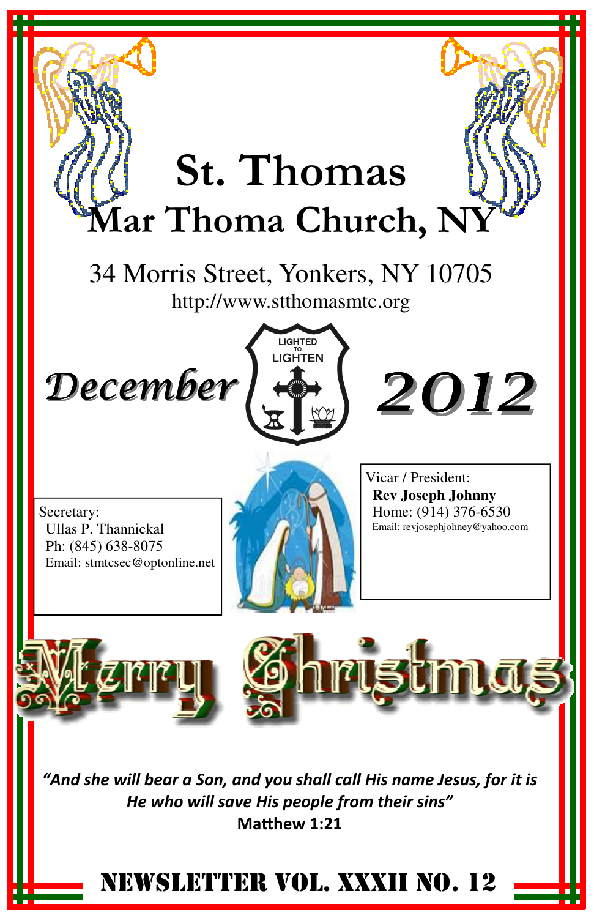# St. Thomas Mar Thoma Church, NY

34 Morris Street, Yonkers, NY 10705

http://www.stthomasmtc.org

## December 2012

LIGHTED TO LIGHTEN

Secretary:
Ullas P. Thannickal
Ph: (845) 638-8075
Email: stmtcsec@optonline.net

Vicar / President:
**Rev Joseph Johnny**
Home: (914) 376-6530
Email: revjosephjohney@yahoo.com

# Merry Christmas

***"And she will bear a Son, and you shall call His name Jesus, for it is He who will save His people from their sins"***
**Matthew 1:21**

## NEWSLETTER VOL. XXXII NO. 12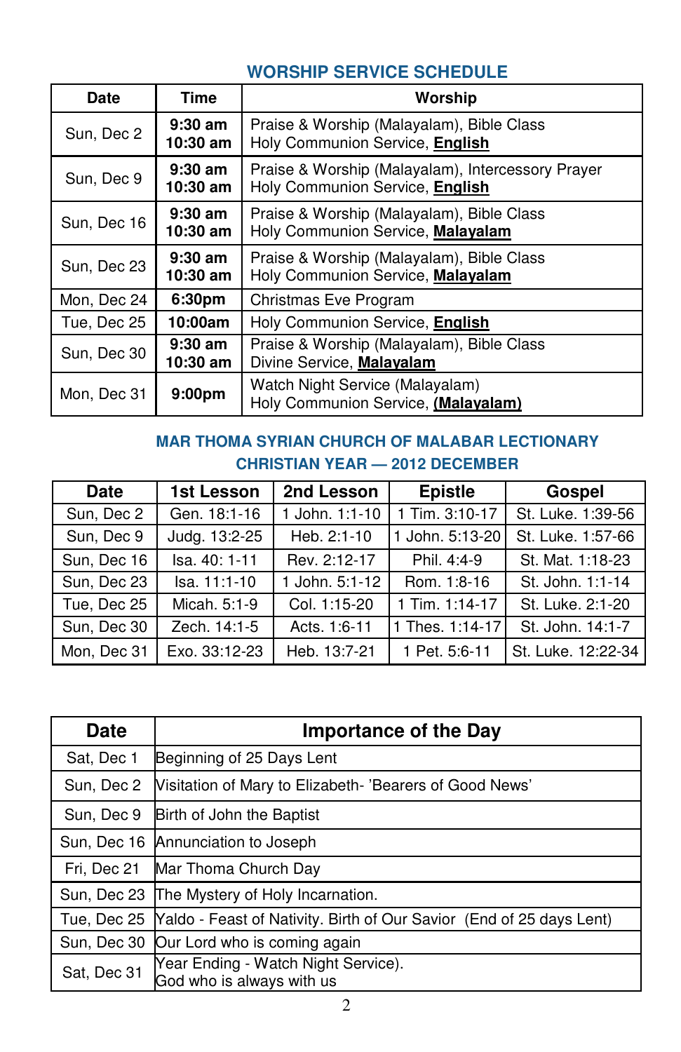## WORSHIP SERVICE SCHEDULE

| Date | Time | Worship |
|---|---|---|
| Sun, Dec 2 | **9:30 am**<br>**10:30 am** | Praise & Worship (Malayalam), Bible Class<br>Holy Communion Service, **English** |
| Sun, Dec 9 | **9:30 am**<br>**10:30 am** | Praise & Worship (Malayalam), Intercessory Prayer<br>Holy Communion Service, **English** |
| Sun, Dec 16 | **9:30 am**<br>**10:30 am** | Praise & Worship (Malayalam), Bible Class<br>Holy Communion Service, **Malayalam** |
| Sun, Dec 23 | **9:30 am**<br>**10:30 am** | Praise & Worship (Malayalam), Bible Class<br>Holy Communion Service, **Malayalam** |
| Mon, Dec 24 | **6:30pm** | Christmas Eve Program |
| Tue, Dec 25 | **10:00am** | Holy Communion Service, **English** |
| Sun, Dec 30 | **9:30 am**<br>**10:30 am** | Praise & Worship (Malayalam), Bible Class<br>Divine Service, **Malayalam** |
| Mon, Dec 31 | **9:00pm** | Watch Night Service (Malayalam)<br>Holy Communion Service, **(Malayalam)** |

## MAR THOMA SYRIAN CHURCH OF MALABAR LECTIONARY
## CHRISTIAN YEAR — 2012 DECEMBER

| Date | 1st Lesson | 2nd Lesson | Epistle | Gospel |
|---|---|---|---|---|
| Sun, Dec 2 | Gen. 18:1-16 | 1 John. 1:1-10 | 1 Tim. 3:10-17 | St. Luke. 1:39-56 |
| Sun, Dec 9 | Judg. 13:2-25 | Heb. 2:1-10 | 1 John. 5:13-20 | St. Luke. 1:57-66 |
| Sun, Dec 16 | Isa. 40: 1-11 | Rev. 2:12-17 | Phil. 4:4-9 | St. Mat. 1:18-23 |
| Sun, Dec 23 | Isa. 11:1-10 | 1 John. 5:1-12 | Rom. 1:8-16 | St. John. 1:1-14 |
| Tue, Dec 25 | Micah. 5:1-9 | Col. 1:15-20 | 1 Tim. 1:14-17 | St. Luke. 2:1-20 |
| Sun, Dec 30 | Zech. 14:1-5 | Acts. 1:6-11 | 1 Thes. 1:14-17 | St. John. 14:1-7 |
| Mon, Dec 31 | Exo. 33:12-23 | Heb. 13:7-21 | 1 Pet. 5:6-11 | St. Luke. 12:22-34 |

| Date | Importance of the Day |
|---|---|
| Sat, Dec 1 | Beginning of 25 Days Lent |
| Sun, Dec 2 | Visitation of Mary to Elizabeth- 'Bearers of Good News' |
| Sun, Dec 9 | Birth of John the Baptist |
| Sun, Dec 16 | Annunciation to Joseph |
| Fri, Dec 21 | Mar Thoma Church Day |
| Sun, Dec 23 | The Mystery of Holy Incarnation. |
| Tue, Dec 25 | Yaldo - Feast of Nativity. Birth of Our Savior (End of 25 days Lent) |
| Sun, Dec 30 | Our Lord who is coming again |
| Sat, Dec 31 | Year Ending - Watch Night Service).<br>God who is always with us |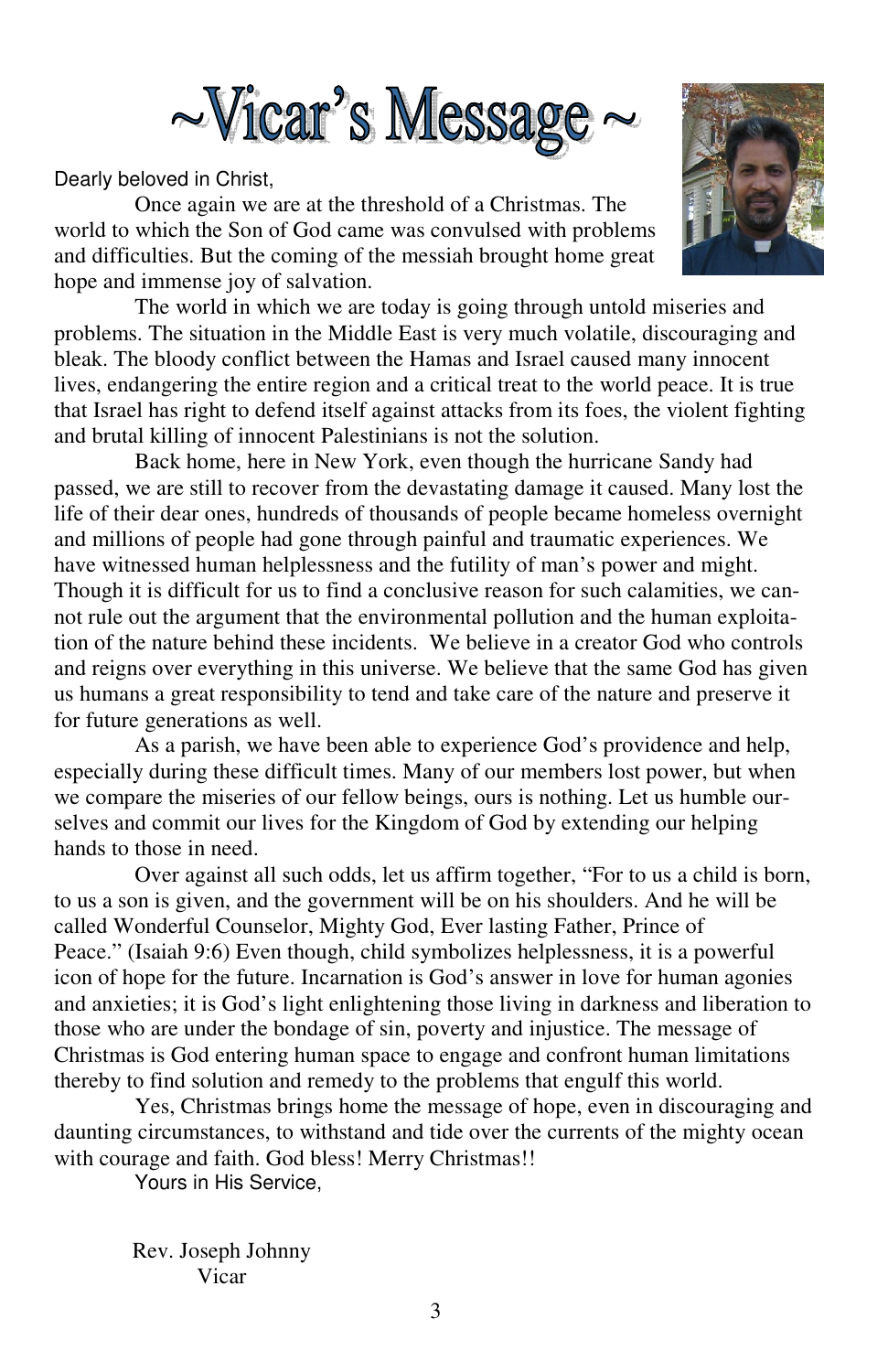# ~Vicar's Message ~

Dearly beloved in Christ,

Once again we are at the threshold of a Christmas. The world to which the Son of God came was convulsed with problems and difficulties. But the coming of the messiah brought home great hope and immense joy of salvation.

The world in which we are today is going through untold miseries and problems. The situation in the Middle East is very much volatile, discouraging and bleak. The bloody conflict between the Hamas and Israel caused many innocent lives, endangering the entire region and a critical treat to the world peace. It is true that Israel has right to defend itself against attacks from its foes, the violent fighting and brutal killing of innocent Palestinians is not the solution.

Back home, here in New York, even though the hurricane Sandy had passed, we are still to recover from the devastating damage it caused. Many lost the life of their dear ones, hundreds of thousands of people became homeless overnight and millions of people had gone through painful and traumatic experiences. We have witnessed human helplessness and the futility of man's power and might. Though it is difficult for us to find a conclusive reason for such calamities, we cannot rule out the argument that the environmental pollution and the human exploitation of the nature behind these incidents. We believe in a creator God who controls and reigns over everything in this universe. We believe that the same God has given us humans a great responsibility to tend and take care of the nature and preserve it for future generations as well.

As a parish, we have been able to experience God's providence and help, especially during these difficult times. Many of our members lost power, but when we compare the miseries of our fellow beings, ours is nothing. Let us humble ourselves and commit our lives for the Kingdom of God by extending our helping hands to those in need.

Over against all such odds, let us affirm together, "For to us a child is born, to us a son is given, and the government will be on his shoulders. And he will be called Wonderful Counselor, Mighty God, Ever lasting Father, Prince of Peace." (Isaiah 9:6) Even though, child symbolizes helplessness, it is a powerful icon of hope for the future. Incarnation is God's answer in love for human agonies and anxieties; it is God's light enlightening those living in darkness and liberation to those who are under the bondage of sin, poverty and injustice. The message of Christmas is God entering human space to engage and confront human limitations thereby to find solution and remedy to the problems that engulf this world.

Yes, Christmas brings home the message of hope, even in discouraging and daunting circumstances, to withstand and tide over the currents of the mighty ocean with courage and faith. God bless! Merry Christmas!!

Yours in His Service,

Rev. Joseph Johnny
Vicar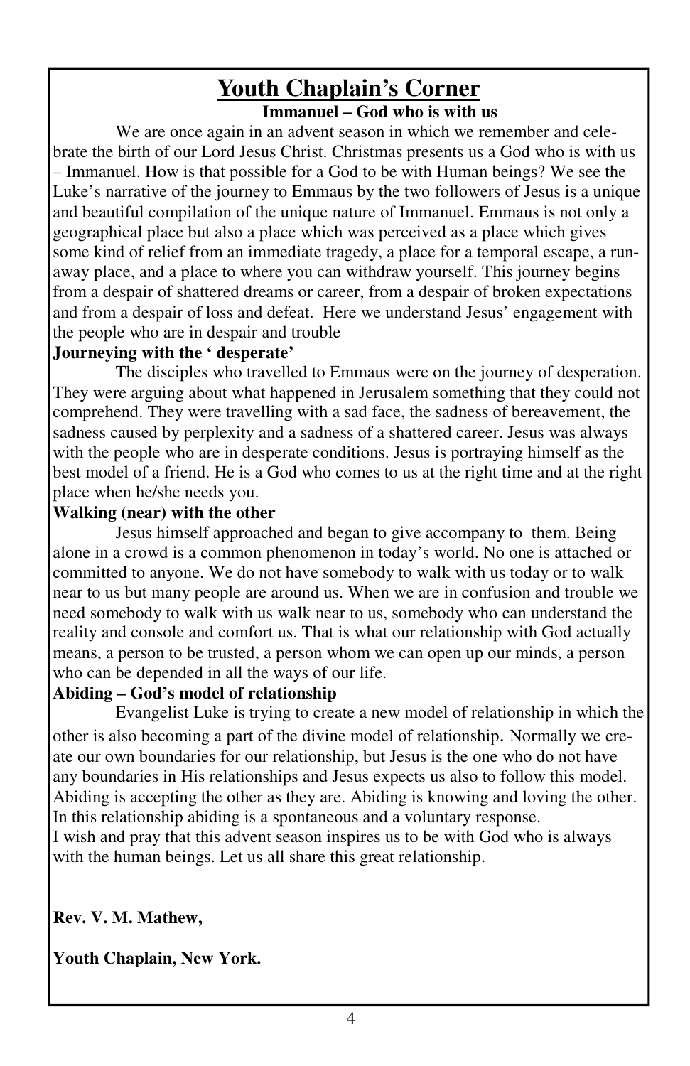# Youth Chaplain's Corner

**Immanuel – God who is with us**

We are once again in an advent season in which we remember and celebrate the birth of our Lord Jesus Christ. Christmas presents us a God who is with us – Immanuel. How is that possible for a God to be with Human beings? We see the Luke's narrative of the journey to Emmaus by the two followers of Jesus is a unique and beautiful compilation of the unique nature of Immanuel. Emmaus is not only a geographical place but also a place which was perceived as a place which gives some kind of relief from an immediate tragedy, a place for a temporal escape, a run-away place, and a place to where you can withdraw yourself. This journey begins from a despair of shattered dreams or career, from a despair of broken expectations and from a despair of loss and defeat. Here we understand Jesus' engagement with the people who are in despair and trouble

**Journeying with the ' desperate'**

The disciples who travelled to Emmaus were on the journey of desperation. They were arguing about what happened in Jerusalem something that they could not comprehend. They were travelling with a sad face, the sadness of bereavement, the sadness caused by perplexity and a sadness of a shattered career. Jesus was always with the people who are in desperate conditions. Jesus is portraying himself as the best model of a friend. He is a God who comes to us at the right time and at the right place when he/she needs you.

**Walking (near) with the other**

Jesus himself approached and began to give accompany to them. Being alone in a crowd is a common phenomenon in today's world. No one is attached or committed to anyone. We do not have somebody to walk with us today or to walk near to us but many people are around us. When we are in confusion and trouble we need somebody to walk with us walk near to us, somebody who can understand the reality and console and comfort us. That is what our relationship with God actually means, a person to be trusted, a person whom we can open up our minds, a person who can be depended in all the ways of our life.

**Abiding – God's model of relationship**

Evangelist Luke is trying to create a new model of relationship in which the other is also becoming a part of the divine model of relationship. Normally we create our own boundaries for our relationship, but Jesus is the one who do not have any boundaries in His relationships and Jesus expects us also to follow this model. Abiding is accepting the other as they are. Abiding is knowing and loving the other. In this relationship abiding is a spontaneous and a voluntary response.

I wish and pray that this advent season inspires us to be with God who is always with the human beings. Let us all share this great relationship.

**Rev. V. M. Mathew,**

**Youth Chaplain, New York.**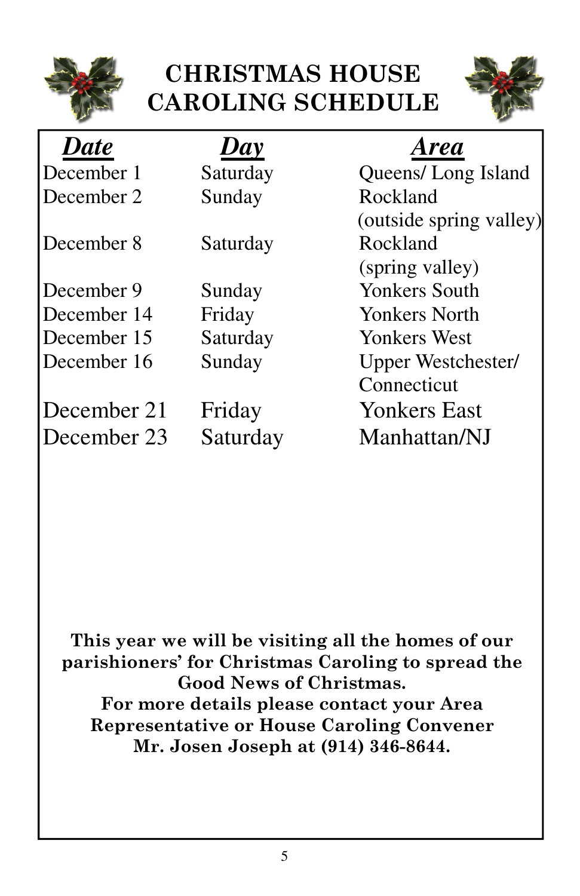# CHRISTMAS HOUSE CAROLING SCHEDULE

| ***Date*** | ***Day*** | ***Area*** |
|---|---|---|
| December 1 | Saturday | Queens/ Long Island |
| December 2 | Sunday | Rockland (outside spring valley) |
| December 8 | Saturday | Rockland (spring valley) |
| December 9 | Sunday | Yonkers South |
| December 14 | Friday | Yonkers North |
| December 15 | Saturday | Yonkers West |
| December 16 | Sunday | Upper Westchester/ Connecticut |
| December 21 | Friday | Yonkers East |
| December 23 | Saturday | Manhattan/NJ |

**This year we will be visiting all the homes of our parishioners' for Christmas Caroling to spread the Good News of Christmas.**
**For more details please contact your Area Representative or House Caroling Convener Mr. Josen Joseph at (914) 346-8644.**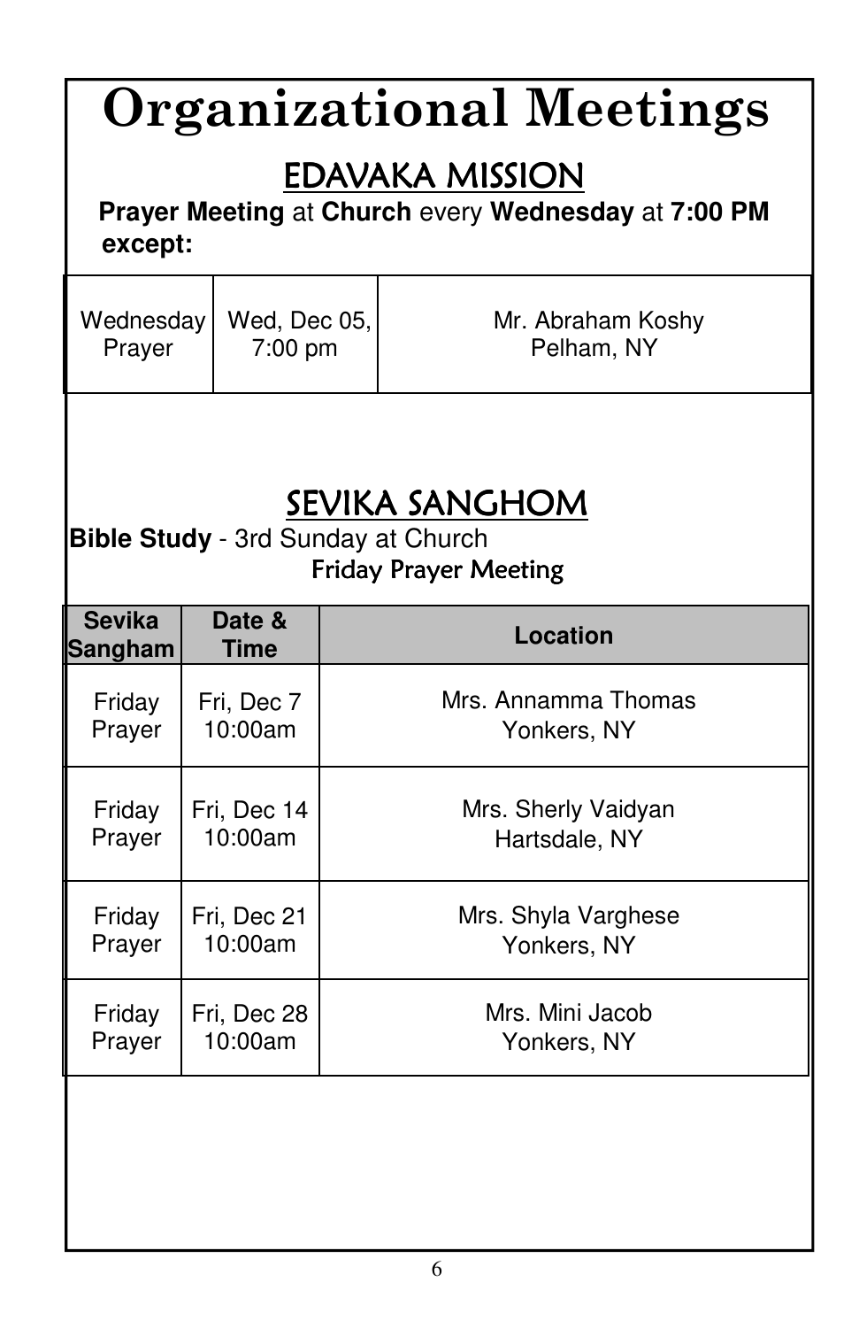# Organizational Meetings

## EDAVAKA MISSION

**Prayer Meeting** at **Church** every **Wednesday** at **7:00 PM except:**

| | | |
|---|---|---|
| Wednesday Prayer | Wed, Dec 05, 7:00 pm | Mr. Abraham Koshy Pelham, NY |

## SEVIKA SANGHOM

**Bible Study** - 3rd Sunday at Church

Friday Prayer Meeting

| Sevika Sangham | Date & Time | Location |
|---|---|---|
| Friday Prayer | Fri, Dec 7 10:00am | Mrs. Annamma Thomas Yonkers, NY |
| Friday Prayer | Fri, Dec 14 10:00am | Mrs. Sherly Vaidyan Hartsdale, NY |
| Friday Prayer | Fri, Dec 21 10:00am | Mrs. Shyla Varghese Yonkers, NY |
| Friday Prayer | Fri, Dec 28 10:00am | Mrs. Mini Jacob Yonkers, NY |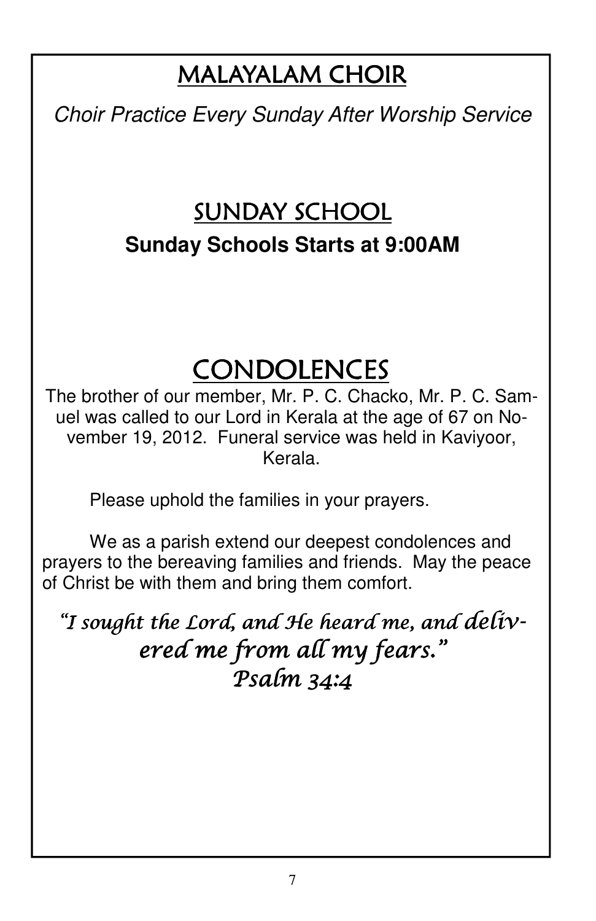## MALAYALAM CHOIR

*Choir Practice Every Sunday After Worship Service*

## SUNDAY SCHOOL

**Sunday Schools Starts at 9:00AM**

## CONDOLENCES

The brother of our member, Mr. P. C. Chacko, Mr. P. C. Samuel was called to our Lord in Kerala at the age of 67 on November 19, 2012. Funeral service was held in Kaviyoor, Kerala.

Please uphold the families in your prayers.

We as a parish extend our deepest condolences and prayers to the bereaving families and friends. May the peace of Christ be with them and bring them comfort.

*"I sought the Lord, and He heard me, and delivered me from all my fears."*
*Psalm 34:4*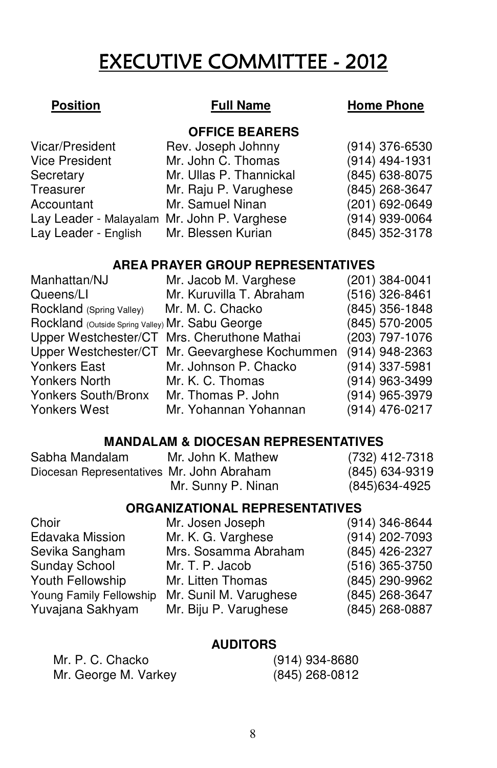# EXECUTIVE COMMITTEE - 2012

| Position | Full Name | Home Phone |
| --- | --- | --- |
| **OFFICE BEARERS** | | |
| Vicar/President | Rev. Joseph Johnny | (914) 376-6530 |
| Vice President | Mr. John C. Thomas | (914) 494-1931 |
| Secretary | Mr. Ullas P. Thannickal | (845) 638-8075 |
| Treasurer | Mr. Raju P. Varughese | (845) 268-3647 |
| Accountant | Mr. Samuel Ninan | (201) 692-0649 |
| Lay Leader - Malayalam | Mr. John P. Varghese | (914) 939-0064 |
| Lay Leader - English | Mr. Blessen Kurian | (845) 352-3178 |
| **AREA PRAYER GROUP REPRESENTATIVES** | | |
| Manhattan/NJ | Mr. Jacob M. Varghese | (201) 384-0041 |
| Queens/LI | Mr. Kuruvilla T. Abraham | (516) 326-8461 |
| Rockland (Spring Valley) | Mr. M. C. Chacko | (845) 356-1848 |
| Rockland (Outside Spring Valley) | Mr. Sabu George | (845) 570-2005 |
| Upper Westchester/CT | Mrs. Cheruthone Mathai | (203) 797-1076 |
| Upper Westchester/CT | Mr. Geevarghese Kochummen | (914) 948-2363 |
| Yonkers East | Mr. Johnson P. Chacko | (914) 337-5981 |
| Yonkers North | Mr. K. C. Thomas | (914) 963-3499 |
| Yonkers South/Bronx | Mr. Thomas P. John | (914) 965-3979 |
| Yonkers West | Mr. Yohannan Yohannan | (914) 476-0217 |
| **MANDALAM & DIOCESAN REPRESENTATIVES** | | |
| Sabha Mandalam | Mr. John K. Mathew | (732) 412-7318 |
| Diocesan Representatives | Mr. John Abraham | (845) 634-9319 |
| | Mr. Sunny P. Ninan | (845)634-4925 |
| **ORGANIZATIONAL REPRESENTATIVES** | | |
| Choir | Mr. Josen Joseph | (914) 346-8644 |
| Edavaka Mission | Mr. K. G. Varghese | (914) 202-7093 |
| Sevika Sangham | Mrs. Sosamma Abraham | (845) 426-2327 |
| Sunday School | Mr. T. P. Jacob | (516) 365-3750 |
| Youth Fellowship | Mr. Litten Thomas | (845) 290-9962 |
| Young Family Fellowship | Mr. Sunil M. Varughese | (845) 268-3647 |
| Yuvajana Sakhyam | Mr. Biju P. Varughese | (845) 268-0887 |

**AUDITORS**

| | |
| --- | --- |
| Mr. P. C. Chacko | (914) 934-8680 |
| Mr. George M. Varkey | (845) 268-0812 |